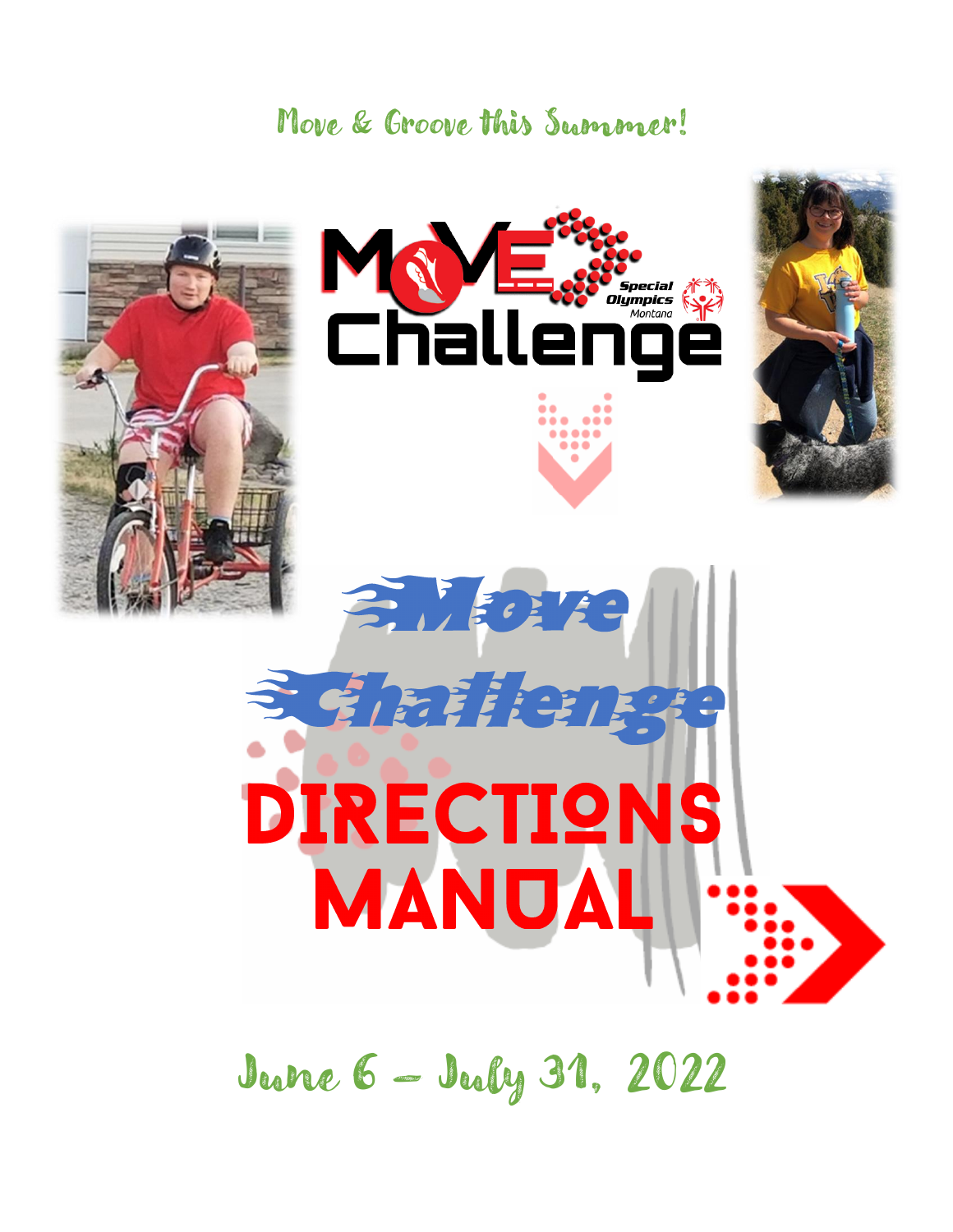Move & Groove this Summer!

MOVE Challenge

Special Olympics Montana

# Move Challenge

# DIRECTIONS MANUAL

June 6 – July 31, 2022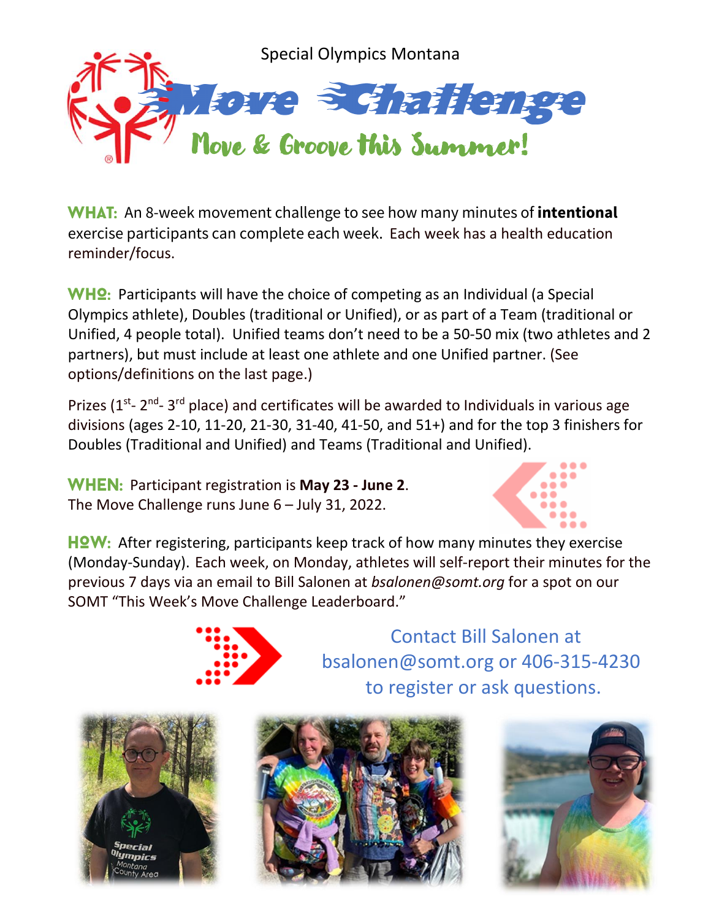Special Olympics Montana

# Move Challenge

## Move & Groove this Summer!

**WHAT:** An 8-week movement challenge to see how many minutes of **intentional** exercise participants can complete each week. Each week has a health education reminder/focus.

**WHO:** Participants will have the choice of competing as an Individual (a Special Olympics athlete), Doubles (traditional or Unified), or as part of a Team (traditional or Unified, 4 people total). Unified teams don't need to be a 50-50 mix (two athletes and 2 partners), but must include at least one athlete and one Unified partner. (See options/definitions on the last page.)

Prizes (1st- 2nd- 3rd place) and certificates will be awarded to Individuals in various age divisions (ages 2-10, 11-20, 21-30, 31-40, 41-50, and 51+) and for the top 3 finishers for Doubles (Traditional and Unified) and Teams (Traditional and Unified).

**WHEN:** Participant registration is **May 23 - June 2**.
The Move Challenge runs June 6 – July 31, 2022.

**HOW:** After registering, participants keep track of how many minutes they exercise (Monday-Sunday). Each week, on Monday, athletes will self-report their minutes for the previous 7 days via an email to Bill Salonen at *bsalonen@somt.org* for a spot on our SOMT "This Week's Move Challenge Leaderboard."

Contact Bill Salonen at bsalonen@somt.org or 406-315-4230 to register or ask questions.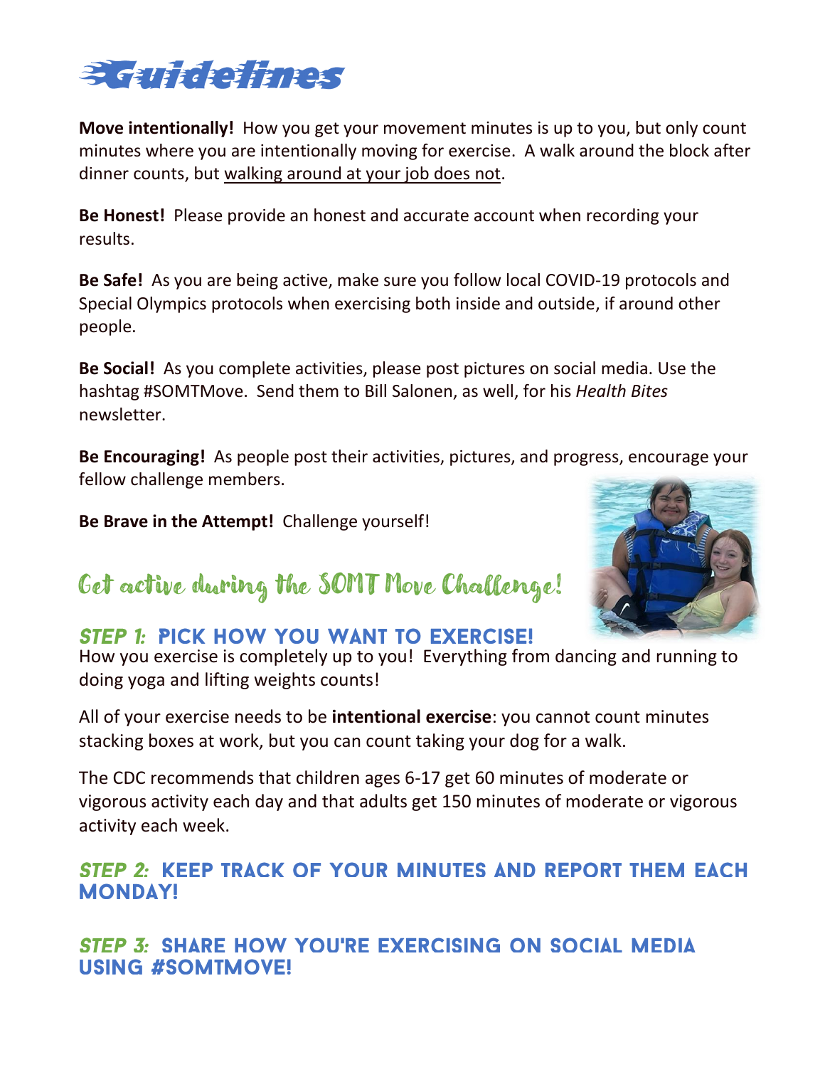# Guidelines

**Move intentionally!** How you get your movement minutes is up to you, but only count minutes where you are intentionally moving for exercise. A walk around the block after dinner counts, but walking around at your job does not.

**Be Honest!** Please provide an honest and accurate account when recording your results.

**Be Safe!** As you are being active, make sure you follow local COVID-19 protocols and Special Olympics protocols when exercising both inside and outside, if around other people.

**Be Social!** As you complete activities, please post pictures on social media. Use the hashtag #SOMTMove. Send them to Bill Salonen, as well, for his *Health Bites* newsletter.

**Be Encouraging!** As people post their activities, pictures, and progress, encourage your fellow challenge members.

**Be Brave in the Attempt!** Challenge yourself!

## Get active during the SOMT Move Challenge!

### *Step 1:* Pick how you want to exercise!

How you exercise is completely up to you! Everything from dancing and running to doing yoga and lifting weights counts!

All of your exercise needs to be **intentional exercise**: you cannot count minutes stacking boxes at work, but you can count taking your dog for a walk.

The CDC recommends that children ages 6-17 get 60 minutes of moderate or vigorous activity each day and that adults get 150 minutes of moderate or vigorous activity each week.

### *Step 2:* Keep track of your minutes and report them each Monday!

### *Step 3:* Share how you're exercising on social media using #SOMTMove!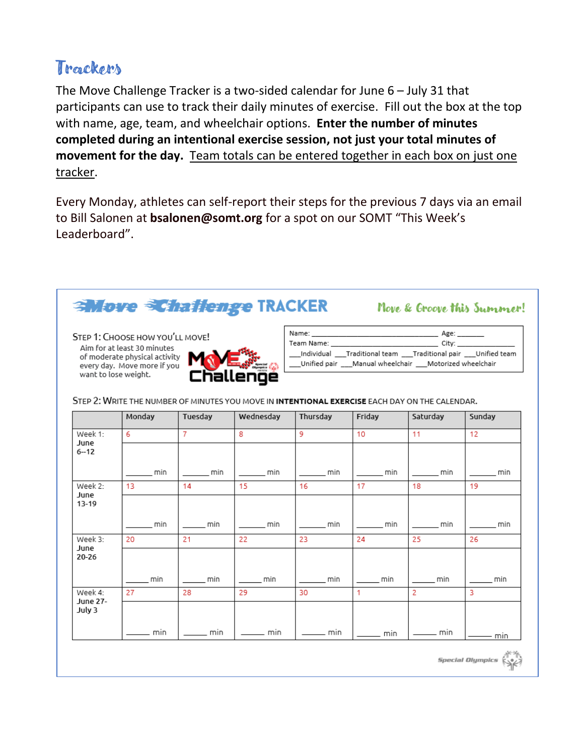## Trackers

The Move Challenge Tracker is a two-sided calendar for June 6 – July 31 that participants can use to track their daily minutes of exercise. Fill out the box at the top with name, age, team, and wheelchair options. **Enter the number of minutes completed during an intentional exercise session, not just your total minutes of movement for the day.** <u>Team totals can be entered together in each box on just one tracker</u>.

Every Monday, athletes can self-report their steps for the previous 7 days via an email to Bill Salonen at **bsalonen@somt.org** for a spot on our SOMT "This Week's Leaderboard".

### Move Challenge TRACKER

*Move & Groove this Summer!*

**STEP 1: CHOOSE HOW YOU'LL MOVE!**

Aim for at least 30 minutes of moderate physical activity every day. Move more if you want to lose weight.

Name: ______________________ Age: _______
Team Name: ______________________ City: _______
___Individual ___Traditional team ___Traditional pair ___Unified team
___Unified pair ___Manual wheelchair ___Motorized wheelchair

**STEP 2: WRITE THE NUMBER OF MINUTES YOU MOVE IN INTENTIONAL EXERCISE EACH DAY ON THE CALENDAR.**

| | Monday | Tuesday | Wednesday | Thursday | Friday | Saturday | Sunday |
|---|---|---|---|---|---|---|---|
| Week 1: June 6--12 | 6<br>_____ min | 7<br>_____ min | 8<br>_____ min | 9<br>_____ min | 10<br>_____ min | 11<br>_____ min | 12<br>_____ min |
| Week 2: June 13-19 | 13<br>_____ min | 14<br>_____ min | 15<br>_____ min | 16<br>_____ min | 17<br>_____ min | 18<br>_____ min | 19<br>_____ min |
| Week 3: June 20-26 | 20<br>_____ min | 21<br>_____ min | 22<br>_____ min | 23<br>_____ min | 24<br>_____ min | 25<br>_____ min | 26<br>_____ min |
| Week 4: June 27-July 3 | 27<br>_____ min | 28<br>_____ min | 29<br>_____ min | 30<br>_____ min | 1<br>_____ min | 2<br>_____ min | 3<br>_____ min |

Special Olympics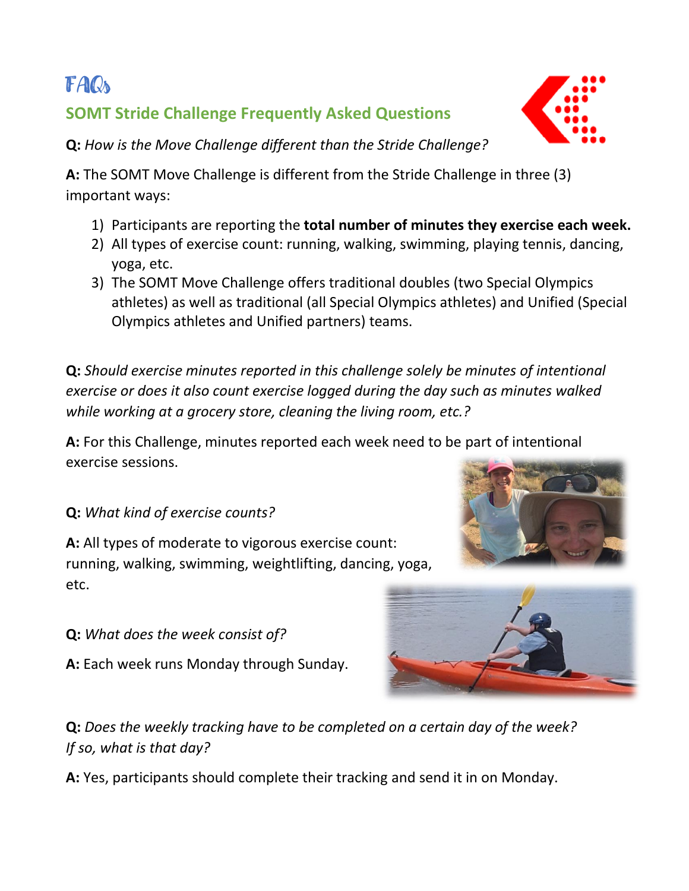# FAQs

## SOMT Stride Challenge Frequently Asked Questions

**Q:** *How is the Move Challenge different than the Stride Challenge?*

**A:** The SOMT Move Challenge is different from the Stride Challenge in three (3) important ways:

1) Participants are reporting the **total number of minutes they exercise each week.**
2) All types of exercise count: running, walking, swimming, playing tennis, dancing, yoga, etc.
3) The SOMT Move Challenge offers traditional doubles (two Special Olympics athletes) as well as traditional (all Special Olympics athletes) and Unified (Special Olympics athletes and Unified partners) teams.

**Q:** *Should exercise minutes reported in this challenge solely be minutes of intentional exercise or does it also count exercise logged during the day such as minutes walked while working at a grocery store, cleaning the living room, etc.?*

**A:** For this Challenge, minutes reported each week need to be part of intentional exercise sessions.

**Q:** *What kind of exercise counts?*

**A:** All types of moderate to vigorous exercise count: running, walking, swimming, weightlifting, dancing, yoga, etc.

**Q:** *What does the week consist of?*

**A:** Each week runs Monday through Sunday.

**Q:** *Does the weekly tracking have to be completed on a certain day of the week? If so, what is that day?*

**A:** Yes, participants should complete their tracking and send it in on Monday.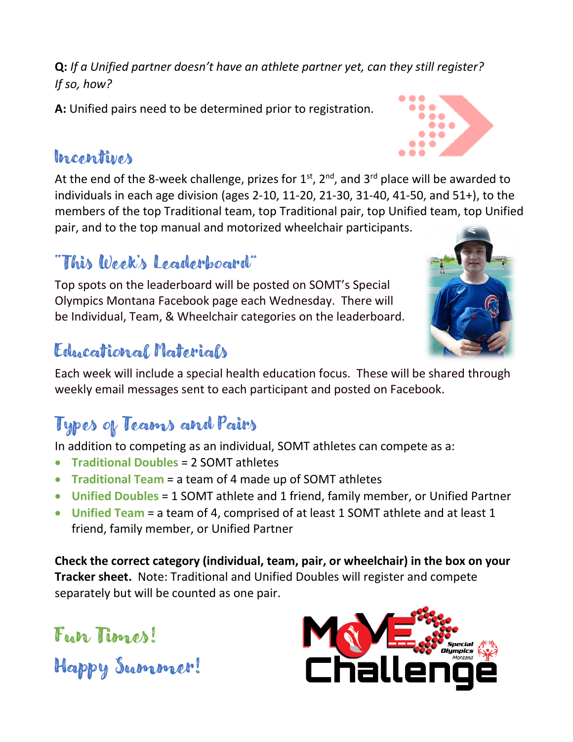**Q:** *If a Unified partner doesn't have an athlete partner yet, can they still register? If so, how?*

**A:** Unified pairs need to be determined prior to registration.

## Incentives

At the end of the 8-week challenge, prizes for 1st, 2nd, and 3rd place will be awarded to individuals in each age division (ages 2-10, 11-20, 21-30, 31-40, 41-50, and 51+), to the members of the top Traditional team, top Traditional pair, top Unified team, top Unified pair, and to the top manual and motorized wheelchair participants.

## "This Week's Leaderboard"

Top spots on the leaderboard will be posted on SOMT's Special Olympics Montana Facebook page each Wednesday. There will be Individual, Team, & Wheelchair categories on the leaderboard.

## Educational Materials

Each week will include a special health education focus. These will be shared through weekly email messages sent to each participant and posted on Facebook.

## Types of Teams and Pairs

In addition to competing as an individual, SOMT athletes can compete as a:

- **Traditional Doubles** = 2 SOMT athletes
- **Traditional Team** = a team of 4 made up of SOMT athletes
- **Unified Doubles** = 1 SOMT athlete and 1 friend, family member, or Unified Partner
- **Unified Team** = a team of 4, comprised of at least 1 SOMT athlete and at least 1 friend, family member, or Unified Partner

**Check the correct category (individual, team, pair, or wheelchair) in the box on your Tracker sheet.** Note: Traditional and Unified Doubles will register and compete separately but will be counted as one pair.

## Fun Times!

## Happy Summer!

MOVE Challenge

Special Olympics Montana